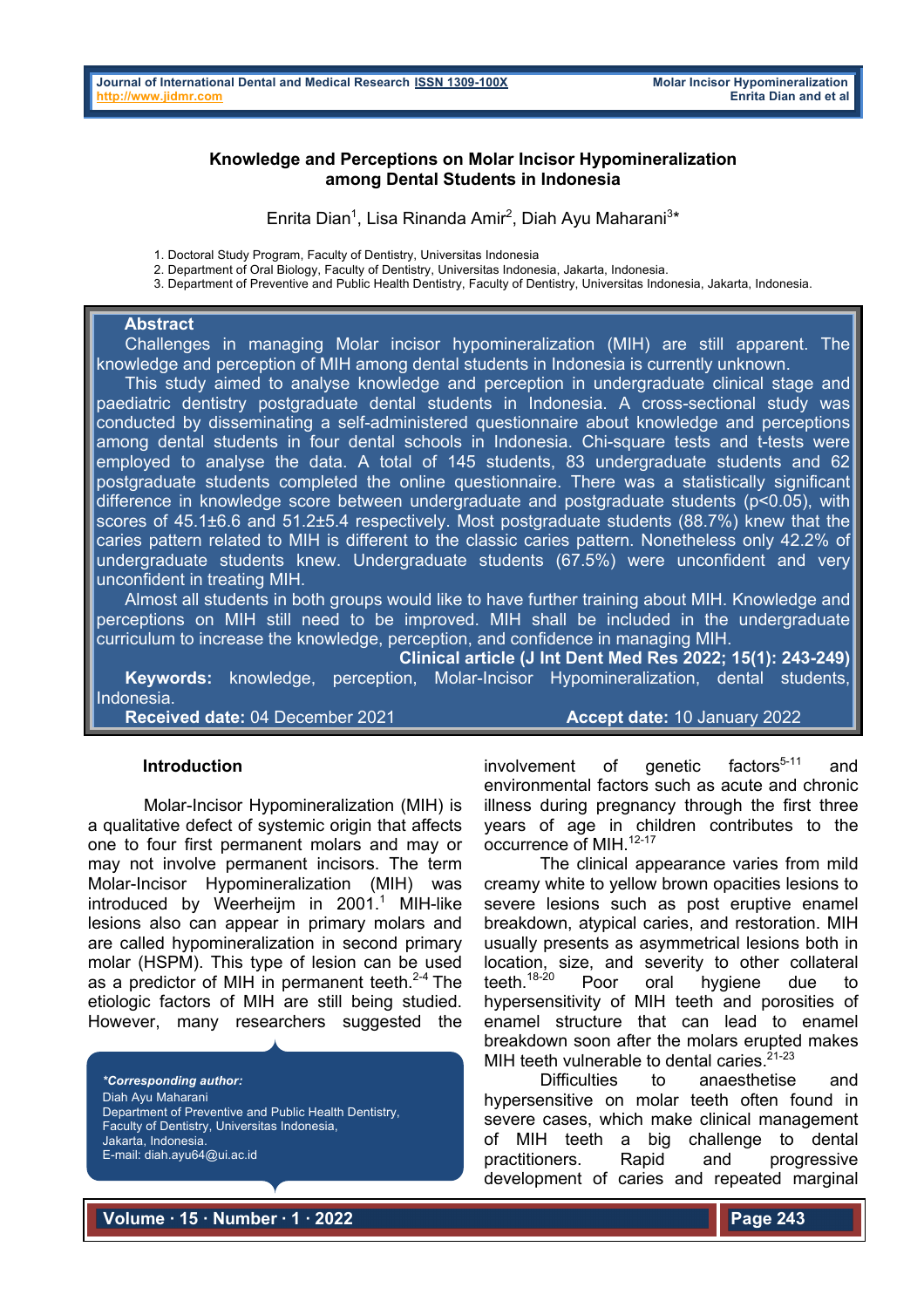# Knowledge and Perceptions on Molar Incisor Hypomineralization among Dental Students in Indonesia

Enrita Dian[1], Lisa Rinanda Amir[2], Diah Ayu Maharani[3]*

1. Doctoral Study Program, Faculty of Dentistry, Universitas Indonesia
2. Department of Oral Biology, Faculty of Dentistry, Universitas Indonesia, Jakarta, Indonesia.
3. Department of Preventive and Public Health Dentistry, Faculty of Dentistry, Universitas Indonesia, Jakarta, Indonesia.

## Abstract

Challenges in managing Molar incisor hypomineralization (MIH) are still apparent. The knowledge and perception of MIH among dental students in Indonesia is currently unknown.

This study aimed to analyse knowledge and perception in undergraduate clinical stage and paediatric dentistry postgraduate dental students in Indonesia. A cross-sectional study was conducted by disseminating a self-administered questionnaire about knowledge and perceptions among dental students in four dental schools in Indonesia. Chi-square tests and t-tests were employed to analyse the data. A total of 145 students, 83 undergraduate students and 62 postgraduate students completed the online questionnaire. There was a statistically significant difference in knowledge score between undergraduate and postgraduate students ($p<0.05$), with scores of 45.1±6.6 and 51.2±5.4 respectively. Most postgraduate students (88.7%) knew that the caries pattern related to MIH is different to the classic caries pattern. Nonetheless only 42.2% of undergraduate students knew. Undergraduate students (67.5%) were unconfident and very unconfident in treating MIH.

Almost all students in both groups would like to have further training about MIH. Knowledge and perceptions on MIH still need to be improved. MIH shall be included in the undergraduate curriculum to increase the knowledge, perception, and confidence in managing MIH.

**Clinical article (J Int Dent Med Res 2022; 15(1): 243-249)**

**Keywords:** knowledge, perception, Molar-Incisor Hypomineralization, dental students, Indonesia.

**Received date:** 04 December 2021 **Accept date:** 10 January 2022

## Introduction

Molar-Incisor Hypomineralization (MIH) is a qualitative defect of systemic origin that affects one to four first permanent molars and may or may not involve permanent incisors. The term Molar-Incisor Hypomineralization (MIH) was introduced by Weerheijm in 2001.[1] MIH-like lesions also can appear in primary molars and are called hypomineralization in second primary molar (HSPM). This type of lesion can be used as a predictor of MIH in permanent teeth.[2-4] The etiologic factors of MIH are still being studied. However, many researchers suggested the involvement of genetic factors[5-11] and environmental factors such as acute and chronic illness during pregnancy through the first three years of age in children contributes to the occurrence of MIH.[12-17]

The clinical appearance varies from mild creamy white to yellow brown opacities lesions to severe lesions such as post eruptive enamel breakdown, atypical caries, and restoration. MIH usually presents as asymmetrical lesions both in location, size, and severity to other collateral teeth.[18-20] Poor oral hygiene due to hypersensitivity of MIH teeth and porosities of enamel structure that can lead to enamel breakdown soon after the molars erupted makes MIH teeth vulnerable to dental caries.[21-23]

Difficulties to anaesthetise and hypersensitive on molar teeth often found in severe cases, which make clinical management of MIH teeth a big challenge to dental practitioners. Rapid and progressive development of caries and repeated marginal

*Corresponding author:*
Diah Ayu Maharani
Department of Preventive and Public Health Dentistry,
Faculty of Dentistry, Universitas Indonesia,
Jakarta, Indonesia.
E-mail: diah.ayu64@ui.ac.id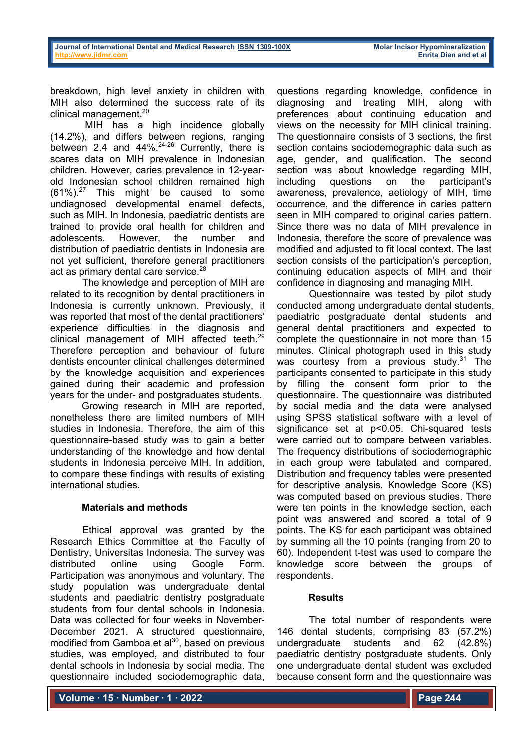breakdown, high level anxiety in children with MIH also determined the success rate of its clinical management.[20]

MIH has a high incidence globally (14.2%), and differs between regions, ranging between 2.4 and 44%.[24-26] Currently, there is scares data on MIH prevalence in Indonesian children. However, caries prevalence in 12-year-old Indonesian school children remained high (61%).[27] This might be caused to some undiagnosed developmental enamel defects, such as MIH. In Indonesia, paediatric dentists are trained to provide oral health for children and adolescents. However, the number and distribution of paediatric dentists in Indonesia are not yet sufficient, therefore general practitioners act as primary dental care service.[28]

The knowledge and perception of MIH are related to its recognition by dental practitioners in Indonesia is currently unknown. Previously, it was reported that most of the dental practitioners' experience difficulties in the diagnosis and clinical management of MIH affected teeth.[29] Therefore perception and behaviour of future dentists encounter clinical challenges determined by the knowledge acquisition and experiences gained during their academic and profession years for the under- and postgraduates students.

Growing research in MIH are reported, nonetheless there are limited numbers of MIH studies in Indonesia. Therefore, the aim of this questionnaire-based study was to gain a better understanding of the knowledge and how dental students in Indonesia perceive MIH. In addition, to compare these findings with results of existing international studies.

## Materials and methods

Ethical approval was granted by the Research Ethics Committee at the Faculty of Dentistry, Universitas Indonesia. The survey was distributed online using Google Form. Participation was anonymous and voluntary. The study population was undergraduate dental students and paediatric dentistry postgraduate students from four dental schools in Indonesia. Data was collected for four weeks in November-December 2021. A structured questionnaire, modified from Gamboa et al[30], based on previous studies, was employed, and distributed to four dental schools in Indonesia by social media. The questionnaire included sociodemographic data, questions regarding knowledge, confidence in diagnosing and treating MIH, along with preferences about continuing education and views on the necessity for MIH clinical training. The questionnaire consists of 3 sections, the first section contains sociodemographic data such as age, gender, and qualification. The second section was about knowledge regarding MIH, including questions on the participant's awareness, prevalence, aetiology of MIH, time occurrence, and the difference in caries pattern seen in MIH compared to original caries pattern. Since there was no data of MIH prevalence in Indonesia, therefore the score of prevalence was modified and adjusted to fit local context. The last section consists of the participation's perception, continuing education aspects of MIH and their confidence in diagnosing and managing MIH.

Questionnaire was tested by pilot study conducted among undergraduate dental students, paediatric postgraduate dental students and general dental practitioners and expected to complete the questionnaire in not more than 15 minutes. Clinical photograph used in this study was courtesy from a previous study.[31] The participants consented to participate in this study by filling the consent form prior to the questionnaire. The questionnaire was distributed by social media and the data were analysed using SPSS statistical software with a level of significance set at $p<0.05$. Chi-squared tests were carried out to compare between variables. The frequency distributions of sociodemographic in each group were tabulated and compared. Distribution and frequency tables were presented for descriptive analysis. Knowledge Score (KS) was computed based on previous studies. There were ten points in the knowledge section, each point was answered and scored a total of 9 points. The KS for each participant was obtained by summing all the 10 points (ranging from 20 to 60). Independent t-test was used to compare the knowledge score between the groups of respondents.

## Results

The total number of respondents were 146 dental students, comprising 83 (57.2%) undergraduate students and 62 (42.8%) paediatric dentistry postgraduate students. Only one undergraduate dental student was excluded because consent form and the questionnaire was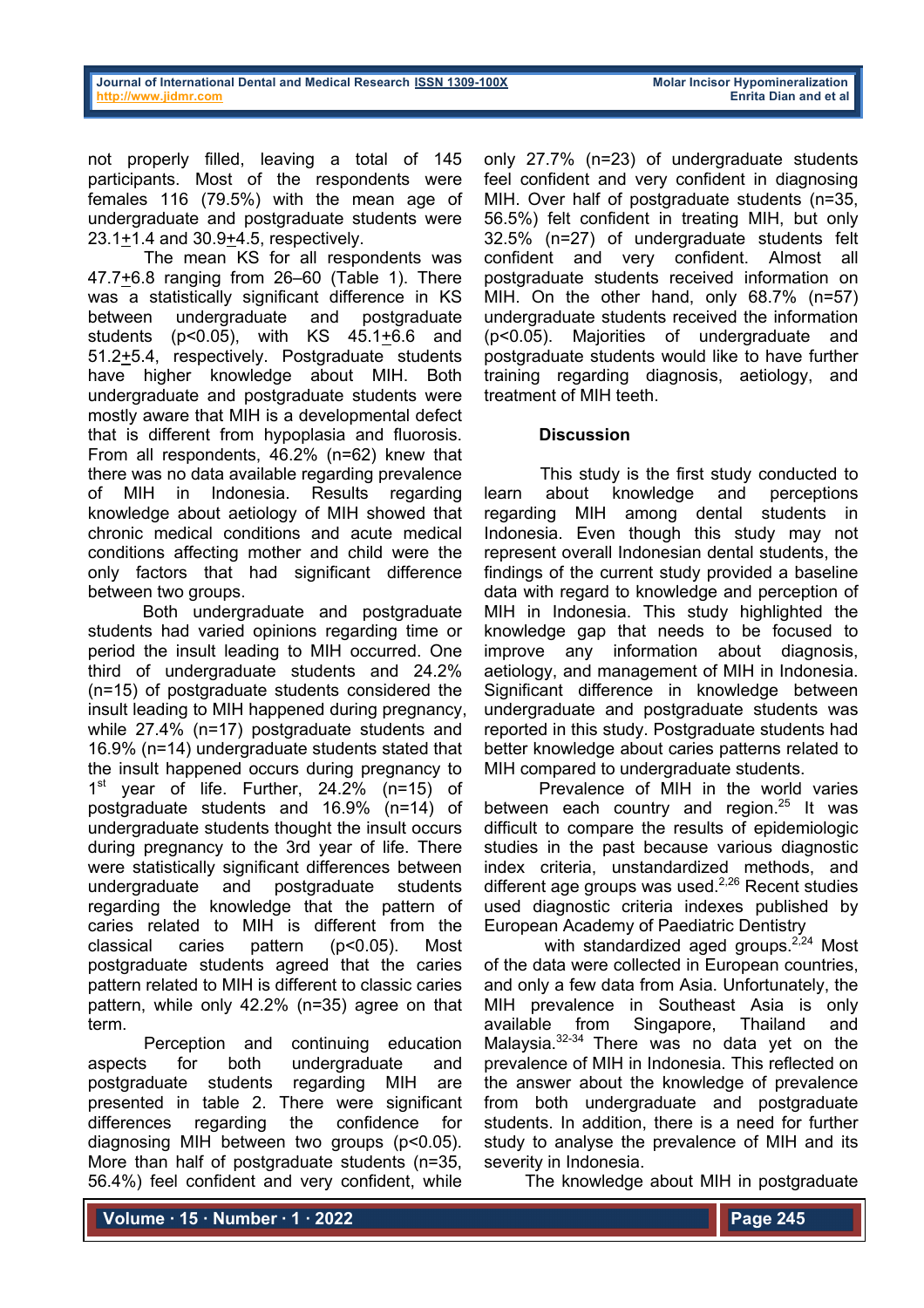not properly filled, leaving a total of 145 participants. Most of the respondents were females 116 (79.5%) with the mean age of undergraduate and postgraduate students were 23.1±1.4 and 30.9±4.5, respectively.

The mean KS for all respondents was 47.7±6.8 ranging from 26–60 (Table 1). There was a statistically significant difference in KS between undergraduate and postgraduate students ($p<0.05$), with KS 45.1±6.6 and 51.2±5.4, respectively. Postgraduate students have higher knowledge about MIH. Both undergraduate and postgraduate students were mostly aware that MIH is a developmental defect that is different from hypoplasia and fluorosis. From all respondents, 46.2% (n=62) knew that there was no data available regarding prevalence of MIH in Indonesia. Results regarding knowledge about aetiology of MIH showed that chronic medical conditions and acute medical conditions affecting mother and child were the only factors that had significant difference between two groups.

Both undergraduate and postgraduate students had varied opinions regarding time or period the insult leading to MIH occurred. One third of undergraduate students and 24.2% (n=15) of postgraduate students considered the insult leading to MIH happened during pregnancy, while 27.4% (n=17) postgraduate students and 16.9% (n=14) undergraduate students stated that the insult happened occurs during pregnancy to 1st year of life. Further, 24.2% (n=15) of postgraduate students and 16.9% (n=14) of undergraduate students thought the insult occurs during pregnancy to the 3rd year of life. There were statistically significant differences between undergraduate and postgraduate students regarding the knowledge that the pattern of caries related to MIH is different from the classical caries pattern ($p<0.05$). Most postgraduate students agreed that the caries pattern related to MIH is different to classic caries pattern, while only 42.2% (n=35) agree on that term.

Perception and continuing education aspects for both undergraduate and postgraduate students regarding MIH are presented in table 2. There were significant differences regarding the confidence for diagnosing MIH between two groups ($p<0.05$). More than half of postgraduate students (n=35, 56.4%) feel confident and very confident, while only 27.7% (n=23) of undergraduate students feel confident and very confident in diagnosing MIH. Over half of postgraduate students (n=35, 56.5%) felt confident in treating MIH, but only 32.5% (n=27) of undergraduate students felt confident and very confident. Almost all postgraduate students received information on MIH. On the other hand, only 68.7% (n=57) undergraduate students received the information ($p<0.05$). Majorities of undergraduate and postgraduate students would like to have further training regarding diagnosis, aetiology, and treatment of MIH teeth.

## Discussion

This study is the first study conducted to learn about knowledge and perceptions regarding MIH among dental students in Indonesia. Even though this study may not represent overall Indonesian dental students, the findings of the current study provided a baseline data with regard to knowledge and perception of MIH in Indonesia. This study highlighted the knowledge gap that needs to be focused to improve any information about diagnosis, aetiology, and management of MIH in Indonesia. Significant difference in knowledge between undergraduate and postgraduate students was reported in this study. Postgraduate students had better knowledge about caries patterns related to MIH compared to undergraduate students.

Prevalence of MIH in the world varies between each country and region.[25] It was difficult to compare the results of epidemiologic studies in the past because various diagnostic index criteria, unstandardized methods, and different age groups was used.[2,26] Recent studies used diagnostic criteria indexes published by European Academy of Paediatric Dentistry with standardized aged groups.[2,24] Most of the data were collected in European countries, and only a few data from Asia. Unfortunately, the MIH prevalence in Southeast Asia is only available from Singapore, Thailand and Malaysia.[32-34] There was no data yet on the prevalence of MIH in Indonesia. This reflected on the answer about the knowledge of prevalence from both undergraduate and postgraduate students. In addition, there is a need for further study to analyse the prevalence of MIH and its severity in Indonesia.

The knowledge about MIH in postgraduate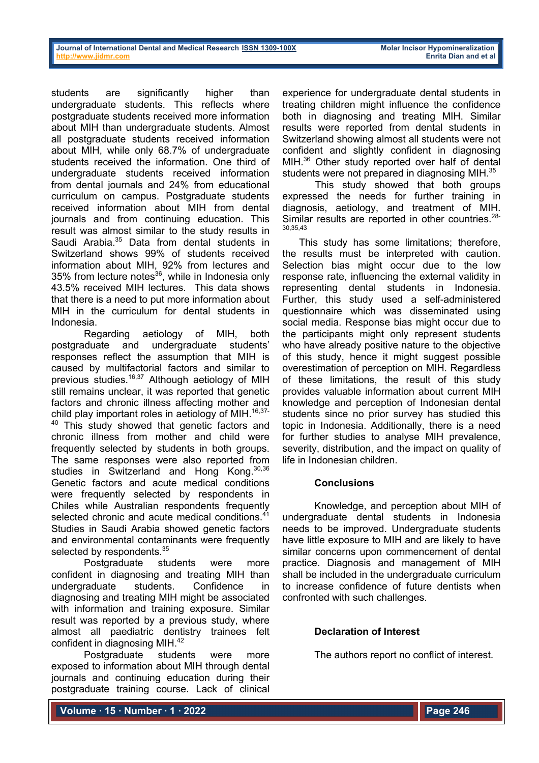students are significantly higher than undergraduate students. This reflects where postgraduate students received more information about MIH than undergraduate students. Almost all postgraduate students received information about MIH, while only 68.7% of undergraduate students received the information. One third of undergraduate students received information from dental journals and 24% from educational curriculum on campus. Postgraduate students received information about MIH from dental journals and from continuing education. This result was almost similar to the study results in Saudi Arabia.[35] Data from dental students in Switzerland shows 99% of students received information about MIH, 92% from lectures and 35% from lecture notes[36], while in Indonesia only 43.5% received MIH lectures. This data shows that there is a need to put more information about MIH in the curriculum for dental students in Indonesia.

Regarding aetiology of MIH, both postgraduate and undergraduate students' responses reflect the assumption that MIH is caused by multifactorial factors and similar to previous studies.[16,37] Although aetiology of MIH still remains unclear, it was reported that genetic factors and chronic illness affecting mother and child play important roles in aetiology of MIH.[16,37-40] This study showed that genetic factors and chronic illness from mother and child were frequently selected by students in both groups. The same responses were also reported from studies in Switzerland and Hong Kong.[30,36] Genetic factors and acute medical conditions were frequently selected by respondents in Chiles while Australian respondents frequently selected chronic and acute medical conditions.[41] Studies in Saudi Arabia showed genetic factors and environmental contaminants were frequently selected by respondents.[35]

Postgraduate students were more confident in diagnosing and treating MIH than undergraduate students. Confidence in diagnosing and treating MIH might be associated with information and training exposure. Similar result was reported by a previous study, where almost all paediatric dentistry trainees felt confident in diagnosing MIH.[42]

Postgraduate students were more exposed to information about MIH through dental journals and continuing education during their postgraduate training course. Lack of clinical experience for undergraduate dental students in treating children might influence the confidence both in diagnosing and treating MIH. Similar results were reported from dental students in Switzerland showing almost all students were not confident and slightly confident in diagnosing MIH.[36] Other study reported over half of dental students were not prepared in diagnosing MIH.[35]

This study showed that both groups expressed the needs for further training in diagnosis, aetiology, and treatment of MIH. Similar results are reported in other countries.[28-30,35,43]

This study has some limitations; therefore, the results must be interpreted with caution. Selection bias might occur due to the low response rate, influencing the external validity in representing dental students in Indonesia. Further, this study used a self-administered questionnaire which was disseminated using social media. Response bias might occur due to the participants might only represent students who have already positive nature to the objective of this study, hence it might suggest possible overestimation of perception on MIH. Regardless of these limitations, the result of this study provides valuable information about current MIH knowledge and perception of Indonesian dental students since no prior survey has studied this topic in Indonesia. Additionally, there is a need for further studies to analyse MIH prevalence, severity, distribution, and the impact on quality of life in Indonesian children.

## Conclusions

Knowledge, and perception about MIH of undergraduate dental students in Indonesia needs to be improved. Undergraduate students have little exposure to MIH and are likely to have similar concerns upon commencement of dental practice. Diagnosis and management of MIH shall be included in the undergraduate curriculum to increase confidence of future dentists when confronted with such challenges.

## Declaration of Interest

The authors report no conflict of interest.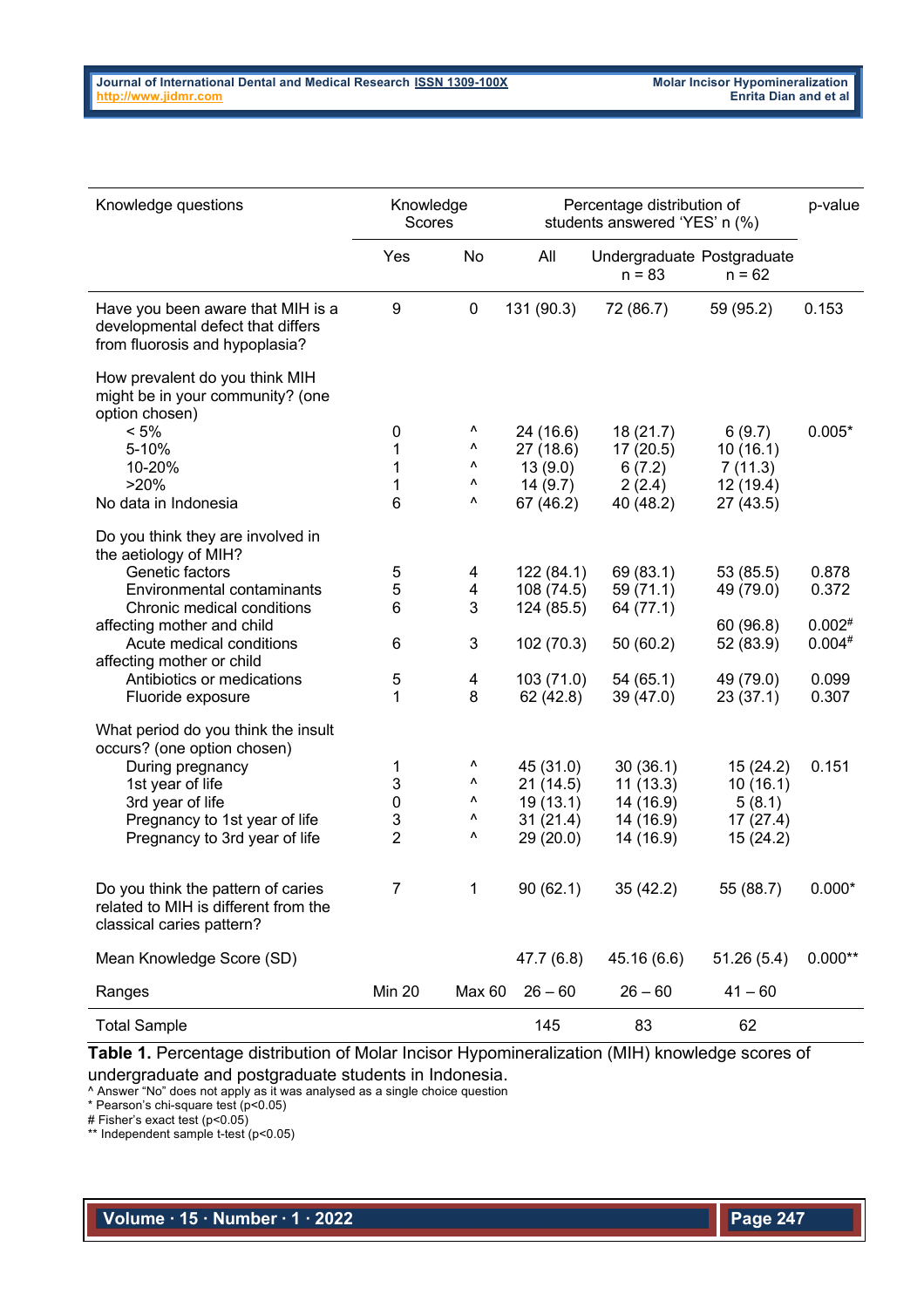| Knowledge questions | Knowledge Scores | | Percentage distribution of students answered 'YES' n (%) | | | p-value |
|---|---|---|---|---|---|---|
| | Yes | No | All | Undergraduate n = 83 | Postgraduate n = 62 | |
| Have you been aware that MIH is a developmental defect that differs from fluorosis and hypoplasia? | 9 | 0 | 131 (90.3) | 72 (86.7) | 59 (95.2) | 0.153 |
| How prevalent do you think MIH might be in your community? (one option chosen) | | | | | | |
| < 5% | 0 | ^ | 24 (16.6) | 18 (21.7) | 6 (9.7) | 0.005* |
| 5-10% | 1 | ^ | 27 (18.6) | 17 (20.5) | 10 (16.1) | |
| 10-20% | 1 | ^ | 13 (9.0) | 6 (7.2) | 7 (11.3) | |
| >20% | 1 | ^ | 14 (9.7) | 2 (2.4) | 12 (19.4) | |
| No data in Indonesia | 6 | ^ | 67 (46.2) | 40 (48.2) | 27 (43.5) | |
| Do you think they are involved in the aetiology of MIH? | | | | | | |
| Genetic factors | 5 | 4 | 122 (84.1) | 69 (83.1) | 53 (85.5) | 0.878 |
| Environmental contaminants | 5 | 4 | 108 (74.5) | 59 (71.1) | 49 (79.0) | 0.372 |
| Chronic medical conditions affecting mother and child | 6 | 3 | 124 (85.5) | 64 (77.1) | 60 (96.8) | 0.002# |
| Acute medical conditions affecting mother or child | 6 | 3 | 102 (70.3) | 50 (60.2) | 52 (83.9) | 0.004# |
| Antibiotics or medications | 5 | 4 | 103 (71.0) | 54 (65.1) | 49 (79.0) | 0.099 |
| Fluoride exposure | 1 | 8 | 62 (42.8) | 39 (47.0) | 23 (37.1) | 0.307 |
| What period do you think the insult occurs? (one option chosen) | | | | | | |
| During pregnancy | 1 | ^ | 45 (31.0) | 30 (36.1) | 15 (24.2) | 0.151 |
| 1st year of life | 3 | ^ | 21 (14.5) | 11 (13.3) | 10 (16.1) | |
| 3rd year of life | 0 | ^ | 19 (13.1) | 14 (16.9) | 5 (8.1) | |
| Pregnancy to 1st year of life | 3 | ^ | 31 (21.4) | 14 (16.9) | 17 (27.4) | |
| Pregnancy to 3rd year of life | 2 | ^ | 29 (20.0) | 14 (16.9) | 15 (24.2) | |
| Do you think the pattern of caries related to MIH is different from the classical caries pattern? | 7 | 1 | 90 (62.1) | 35 (42.2) | 55 (88.7) | 0.000* |
| Mean Knowledge Score (SD) | | | 47.7 (6.8) | 45.16 (6.6) | 51.26 (5.4) | 0.000** |
| Ranges | Min 20 | Max 60 | 26 – 60 | 26 – 60 | 41 – 60 | |
| Total Sample | | | 145 | 83 | 62 | |

**Table 1.** Percentage distribution of Molar Incisor Hypomineralization (MIH) knowledge scores of undergraduate and postgraduate students in Indonesia.
^ Answer "No" does not apply as it was analysed as a single choice question
* Pearson's chi-square test ($p<0.05$)
# Fisher's exact test ($p<0.05$)
** Independent sample t-test ($p<0.05$)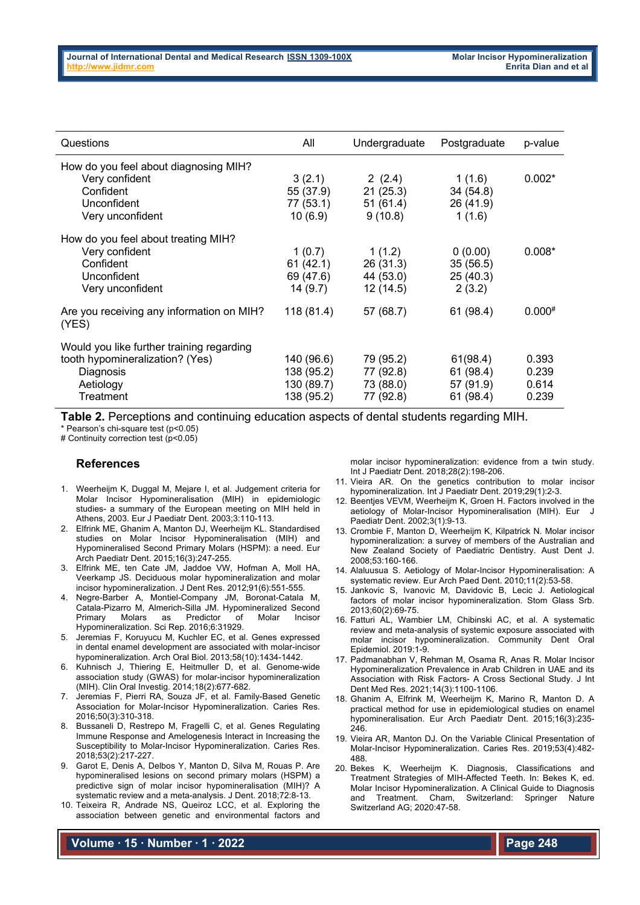| Questions | All | Undergraduate | Postgraduate | p-value |
|---|---|---|---|---|
| How do you feel about diagnosing MIH? | | | | |
| Very confident | 3 (2.1) | 2 (2.4) | 1 (1.6) | 0.002* |
| Confident | 55 (37.9) | 21 (25.3) | 34 (54.8) | |
| Unconfident | 77 (53.1) | 51 (61.4) | 26 (41.9) | |
| Very unconfident | 10 (6.9) | 9 (10.8) | 1 (1.6) | |
| How do you feel about treating MIH? | | | | |
| Very confident | 1 (0.7) | 1 (1.2) | 0 (0.00) | 0.008* |
| Confident | 61 (42.1) | 26 (31.3) | 35 (56.5) | |
| Unconfident | 69 (47.6) | 44 (53.0) | 25 (40.3) | |
| Very unconfident | 14 (9.7) | 12 (14.5) | 2 (3.2) | |
| Are you receiving any information on MIH? (YES) | 118 (81.4) | 57 (68.7) | 61 (98.4) | 0.000# |
| Would you like further training regarding tooth hypomineralization? (Yes) | 140 (96.6) | 79 (95.2) | 61(98.4) | 0.393 |
| Diagnosis | 138 (95.2) | 77 (92.8) | 61 (98.4) | 0.239 |
| Aetiology | 130 (89.7) | 73 (88.0) | 57 (91.9) | 0.614 |
| Treatment | 138 (95.2) | 77 (92.8) | 61 (98.4) | 0.239 |

**Table 2.** Perceptions and continuing education aspects of dental students regarding MIH.

\* Pearson's chi-square test ($p<0.05$)
# Continuity correction test ($p<0.05$)

## References

1. Weerheijm K, Duggal M, Mejare I, et al. Judgement criteria for Molar Incisor Hypomineralisation (MIH) in epidemiologic studies- a summary of the European meeting on MIH held in Athens, 2003. Eur J Paediatr Dent. 2003;3:110-113.
2. Elfrink ME, Ghanim A, Manton DJ, Weerheijm KL. Standardised studies on Molar Incisor Hypomineralisation (MIH) and Hypomineralised Second Primary Molars (HSPM): a need. Eur Arch Paediatr Dent. 2015;16(3):247-255.
3. Elfrink ME, ten Cate JM, Jaddoe VW, Hofman A, Moll HA, Veerkamp JS. Deciduous molar hypomineralization and molar incisor hypomineralization. J Dent Res. 2012;91(6):551-555.
4. Negre-Barber A, Montiel-Company JM, Boronat-Catala M, Catala-Pizarro M, Almerich-Silla JM. Hypomineralized Second Primary Molars as Predictor of Molar Incisor Hypomineralization. Sci Rep. 2016;6:31929.
5. Jeremias F, Koruyucu M, Kuchler EC, et al. Genes expressed in dental enamel development are associated with molar-incisor hypomineralization. Arch Oral Biol. 2013;58(10):1434-1442.
6. Kuhnisch J, Thiering E, Heitmuller D, et al. Genome-wide association study (GWAS) for molar-incisor hypomineralization (MIH). Clin Oral Investig. 2014;18(2):677-682.
7. Jeremias F, Pierri RA, Souza JF, et al. Family-Based Genetic Association for Molar-Incisor Hypomineralization. Caries Res. 2016;50(3):310-318.
8. Bussaneli D, Restrepo M, Fragelli C, et al. Genes Regulating Immune Response and Amelogenesis Interact in Increasing the Susceptibility to Molar-Incisor Hypomineralization. Caries Res. 2018;53(2):217-227.
9. Garot E, Denis A, Delbos Y, Manton D, Silva M, Rouas P. Are hypomineralised lesions on second primary molars (HSPM) a predictive sign of molar incisor hypomineralisation (MIH)? A systematic review and a meta-analysis. J Dent. 2018;72:8-13.
10. Teixeira R, Andrade NS, Queiroz LCC, et al. Exploring the association between genetic and environmental factors and molar incisor hypomineralization: evidence from a twin study. Int J Paediatr Dent. 2018;28(2):198-206.
11. Vieira AR. On the genetics contribution to molar incisor hypomineralization. Int J Paediatr Dent. 2019;29(1):2-3.
12. Beentjes VEVM, Weerheijm K, Groen H. Factors involved in the aetiology of Molar-Incisor Hypomineralisation (MIH). Eur J Paediatr Dent. 2002;3(1):9-13.
13. Crombie F, Manton D, Weerheijm K, Kilpatrick N. Molar incisor hypomineralization: a survey of members of the Australian and New Zealand Society of Paediatric Dentistry. Aust Dent J. 2008;53:160-166.
14. Alaluusua S. Aetiology of Molar-Incisor Hypomineralisation: A systematic review. Eur Arch Paed Dent. 2010;11(2):53-58.
15. Jankovic S, Ivanovic M, Davidovic B, Lecic J. Aetiological factors of molar incisor hypomineralization. Stom Glass Srb. 2013;60(2):69-75.
16. Fatturi AL, Wambier LM, Chibinski AC, et al. A systematic review and meta-analysis of systemic exposure associated with molar incisor hypomineralization. Community Dent Oral Epidemiol. 2019:1-9.
17. Padmanabhan V, Rehman M, Osama R, Anas R. Molar Incisor Hypomineralization Prevalence in Arab Children in UAE and its Association with Risk Factors- A Cross Sectional Study. J Int Dent Med Res. 2021;14(3):1100-1106.
18. Ghanim A, Elfrink M, Weerheijm K, Marino R, Manton D. A practical method for use in epidemiological studies on enamel hypomineralisation. Eur Arch Paediatr Dent. 2015;16(3):235-246.
19. Vieira AR, Manton DJ. On the Variable Clinical Presentation of Molar-Incisor Hypomineralization. Caries Res. 2019;53(4):482-488.
20. Bekes K, Weerheijm K. Diagnosis, Classifications and Treatment Strategies of MIH-Affected Teeth. In: Bekes K, ed. Molar Incisor Hypomineralization. A Clinical Guide to Diagnosis and Treatment. Cham, Switzerland: Springer Nature Switzerland AG; 2020:47-58.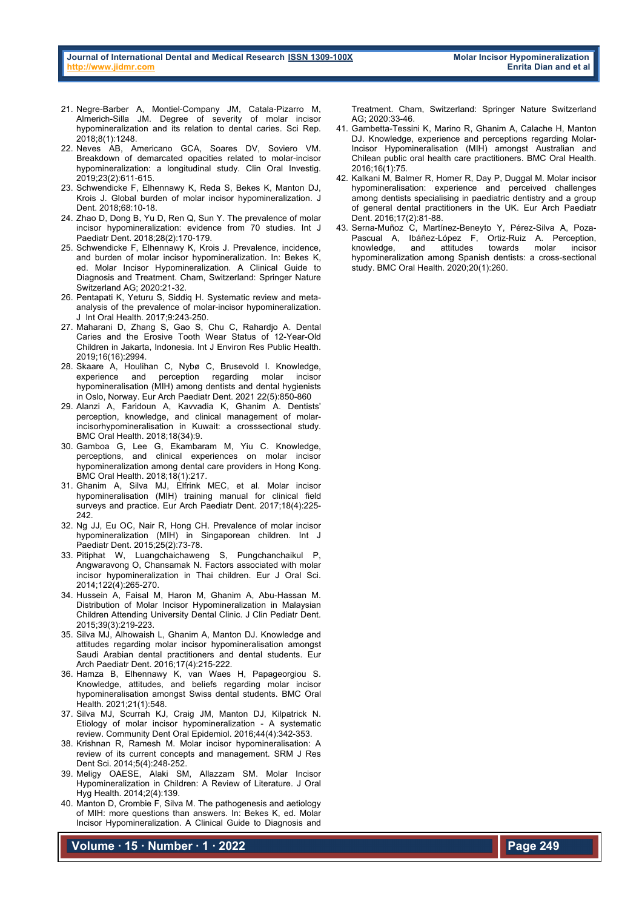21. Negre-Barber A, Montiel-Company JM, Catala-Pizarro M, Almerich-Silla JM. Degree of severity of molar incisor hypomineralization and its relation to dental caries. Sci Rep. 2018;8(1):1248.
22. Neves AB, Americano GCA, Soares DV, Soviero VM. Breakdown of demarcated opacities related to molar-incisor hypomineralization: a longitudinal study. Clin Oral Investig. 2019;23(2):611-615.
23. Schwendicke F, Elhennawy K, Reda S, Bekes K, Manton DJ, Krois J. Global burden of molar incisor hypomineralization. J Dent. 2018;68:10-18.
24. Zhao D, Dong B, Yu D, Ren Q, Sun Y. The prevalence of molar incisor hypomineralization: evidence from 70 studies. Int J Paediatr Dent. 2018;28(2):170-179.
25. Schwendicke F, Elhennawy K, Krois J. Prevalence, incidence, and burden of molar incisor hypomineralization. In: Bekes K, ed. Molar Incisor Hypomineralization. A Clinical Guide to Diagnosis and Treatment. Cham, Switzerland: Springer Nature Switzerland AG; 2020:21-32.
26. Pentapati K, Yeturu S, Siddiq H. Systematic review and meta-analysis of the prevalence of molar-incisor hypomineralization. J Int Oral Health. 2017;9:243-250.
27. Maharani D, Zhang S, Gao S, Chu C, Rahardjo A. Dental Caries and the Erosive Tooth Wear Status of 12-Year-Old Children in Jakarta, Indonesia. Int J Environ Res Public Health. 2019;16(16):2994.
28. Skaare A, Houlihan C, Nybø C, Brusevold I. Knowledge, experience and perception regarding molar incisor hypomineralisation (MIH) among dentists and dental hygienists in Oslo, Norway. Eur Arch Paediatr Dent. 2021 22(5):850-860
29. Alanzi A, Faridoun A, Kavvadia K, Ghanim A. Dentists' perception, knowledge, and clinical management of molar-incisorhypomineralisation in Kuwait: a crosssectional study. BMC Oral Health. 2018;18(34):9.
30. Gamboa G, Lee G, Ekambaram M, Yiu C. Knowledge, perceptions, and clinical experiences on molar incisor hypomineralization among dental care providers in Hong Kong. BMC Oral Health. 2018;18(1):217.
31. Ghanim A, Silva MJ, Elfrink MEC, et al. Molar incisor hypomineralisation (MIH) training manual for clinical field surveys and practice. Eur Arch Paediatr Dent. 2017;18(4):225-242.
32. Ng JJ, Eu OC, Nair R, Hong CH. Prevalence of molar incisor hypomineralization (MIH) in Singaporean children. Int J Paediatr Dent. 2015;25(2):73-78.
33. Pitiphat W, Luangchaichaweng S, Pungchanchaikul P, Angwaravong O, Chansamak N. Factors associated with molar incisor hypomineralization in Thai children. Eur J Oral Sci. 2014;122(4):265-270.
34. Hussein A, Faisal M, Haron M, Ghanim A, Abu-Hassan M. Distribution of Molar Incisor Hypomineralization in Malaysian Children Attending University Dental Clinic. J Clin Pediatr Dent. 2015;39(3):219-223.
35. Silva MJ, Alhowaish L, Ghanim A, Manton DJ. Knowledge and attitudes regarding molar incisor hypomineralisation amongst Saudi Arabian dental practitioners and dental students. Eur Arch Paediatr Dent. 2016;17(4):215-222.
36. Hamza B, Elhennawy K, van Waes H, Papageorgiou S. Knowledge, attitudes, and beliefs regarding molar incisor hypomineralisation amongst Swiss dental students. BMC Oral Health. 2021;21(1):548.
37. Silva MJ, Scurrah KJ, Craig JM, Manton DJ, Kilpatrick N. Etiology of molar incisor hypomineralization - A systematic review. Community Dent Oral Epidemiol. 2016;44(4):342-353.
38. Krishnan R, Ramesh M. Molar incisor hypomineralisation: A review of its current concepts and management. SRM J Res Dent Sci. 2014;5(4):248-252.
39. Meligy OAESE, Alaki SM, Allazzam SM. Molar Incisor Hypomineralization in Children: A Review of Literature. J Oral Hyg Health. 2014;2(4):139.
40. Manton D, Crombie F, Silva M. The pathogenesis and aetiology of MIH: more questions than answers. In: Bekes K, ed. Molar Incisor Hypomineralization. A Clinical Guide to Diagnosis and Treatment. Cham, Switzerland: Springer Nature Switzerland AG; 2020:33-46.
41. Gambetta-Tessini K, Marino R, Ghanim A, Calache H, Manton DJ. Knowledge, experience and perceptions regarding Molar-Incisor Hypomineralisation (MIH) amongst Australian and Chilean public oral health care practitioners. BMC Oral Health. 2016;16(1):75.
42. Kalkani M, Balmer R, Homer R, Day P, Duggal M. Molar incisor hypomineralisation: experience and perceived challenges among dentists specialising in paediatric dentistry and a group of general dental practitioners in the UK. Eur Arch Paediatr Dent. 2016;17(2):81-88.
43. Serna-Muñoz C, Martínez-Beneyto Y, Pérez-Silva A, Poza-Pascual A, Ibáñez-López F, Ortiz-Ruiz A. Perception, knowledge, and attitudes towards molar incisor hypomineralization among Spanish dentists: a cross-sectional study. BMC Oral Health. 2020;20(1):260.